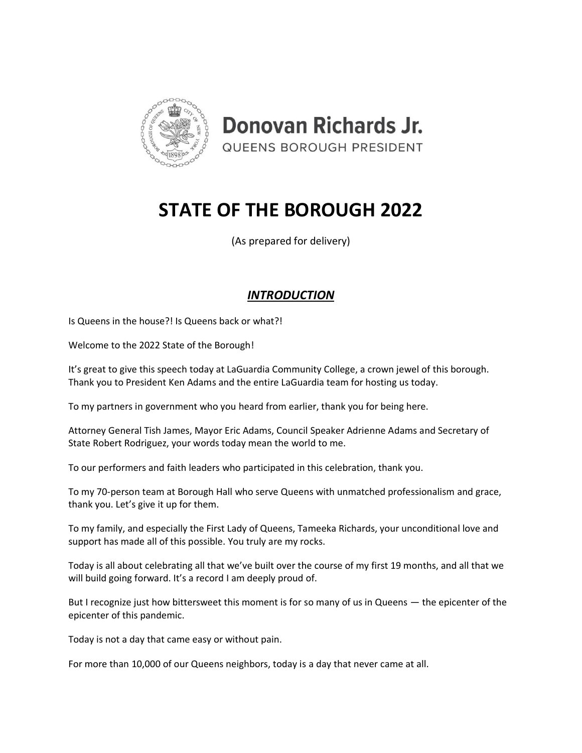**Donovan Richards Jr.**
QUEENS BOROUGH PRESIDENT

# STATE OF THE BOROUGH 2022

(As prepared for delivery)

## ***INTRODUCTION***

Is Queens in the house?! Is Queens back or what?!

Welcome to the 2022 State of the Borough!

It's great to give this speech today at LaGuardia Community College, a crown jewel of this borough. Thank you to President Ken Adams and the entire LaGuardia team for hosting us today.

To my partners in government who you heard from earlier, thank you for being here.

Attorney General Tish James, Mayor Eric Adams, Council Speaker Adrienne Adams and Secretary of State Robert Rodriguez, your words today mean the world to me.

To our performers and faith leaders who participated in this celebration, thank you.

To my 70-person team at Borough Hall who serve Queens with unmatched professionalism and grace, thank you. Let's give it up for them.

To my family, and especially the First Lady of Queens, Tameeka Richards, your unconditional love and support has made all of this possible. You truly are my rocks.

Today is all about celebrating all that we've built over the course of my first 19 months, and all that we will build going forward. It's a record I am deeply proud of.

But I recognize just how bittersweet this moment is for so many of us in Queens — the epicenter of the epicenter of this pandemic.

Today is not a day that came easy or without pain.

For more than 10,000 of our Queens neighbors, today is a day that never came at all.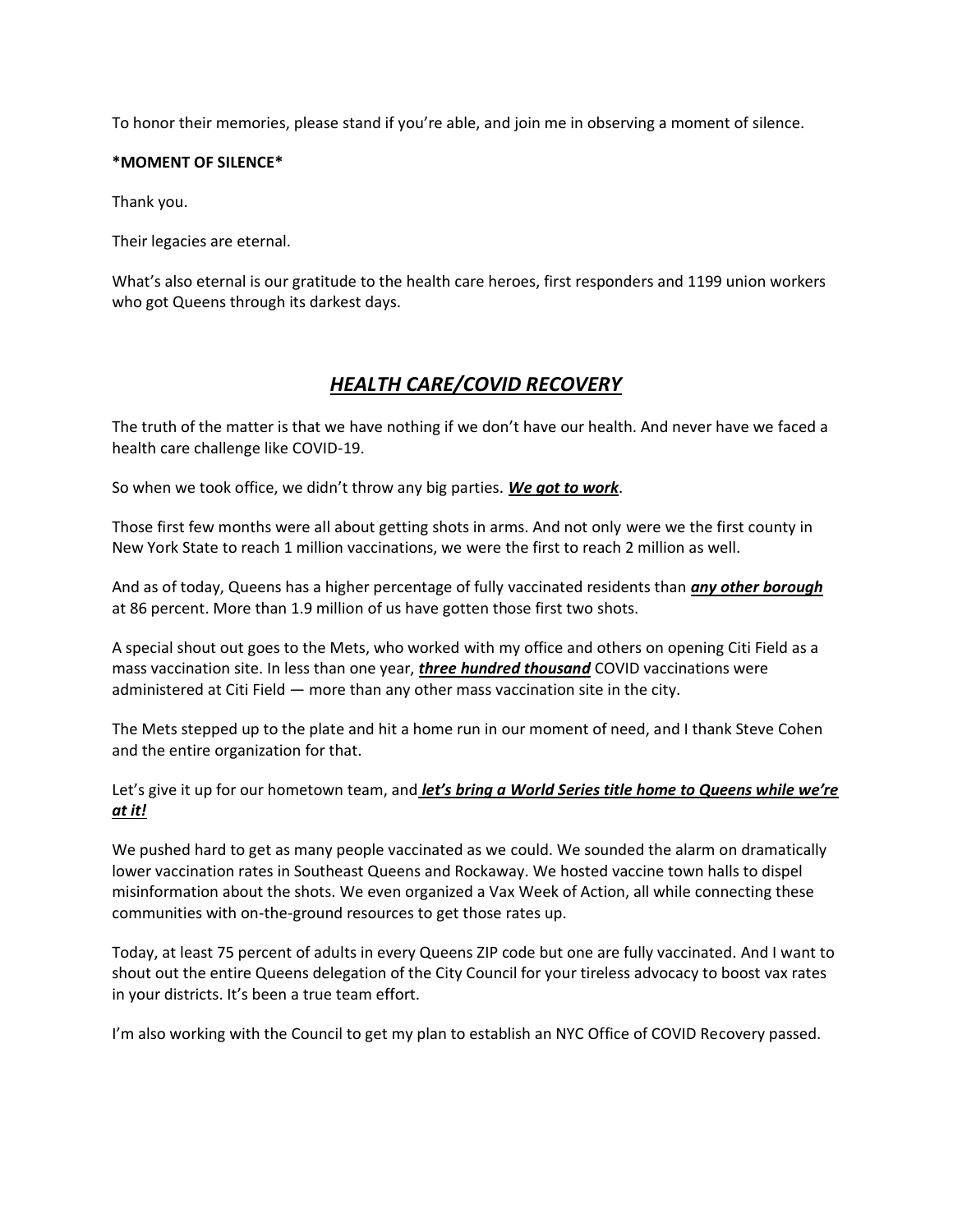To honor their memories, please stand if you're able, and join me in observing a moment of silence.

**\*MOMENT OF SILENCE\***

Thank you.

Their legacies are eternal.

What's also eternal is our gratitude to the health care heroes, first responders and 1199 union workers who got Queens through its darkest days.

## ***HEALTH CARE/COVID RECOVERY***

The truth of the matter is that we have nothing if we don't have our health. And never have we faced a health care challenge like COVID-19.

So when we took office, we didn't throw any big parties. ***We got to work***.

Those first few months were all about getting shots in arms. And not only were we the first county in New York State to reach 1 million vaccinations, we were the first to reach 2 million as well.

And as of today, Queens has a higher percentage of fully vaccinated residents than ***any other borough*** at 86 percent. More than 1.9 million of us have gotten those first two shots.

A special shout out goes to the Mets, who worked with my office and others on opening Citi Field as a mass vaccination site. In less than one year, ***three hundred thousand*** COVID vaccinations were administered at Citi Field — more than any other mass vaccination site in the city.

The Mets stepped up to the plate and hit a home run in our moment of need, and I thank Steve Cohen and the entire organization for that.

Let's give it up for our hometown team, and ***let's bring a World Series title home to Queens while we're at it!***

We pushed hard to get as many people vaccinated as we could. We sounded the alarm on dramatically lower vaccination rates in Southeast Queens and Rockaway. We hosted vaccine town halls to dispel misinformation about the shots. We even organized a Vax Week of Action, all while connecting these communities with on-the-ground resources to get those rates up.

Today, at least 75 percent of adults in every Queens ZIP code but one are fully vaccinated. And I want to shout out the entire Queens delegation of the City Council for your tireless advocacy to boost vax rates in your districts. It's been a true team effort.

I'm also working with the Council to get my plan to establish an NYC Office of COVID Recovery passed.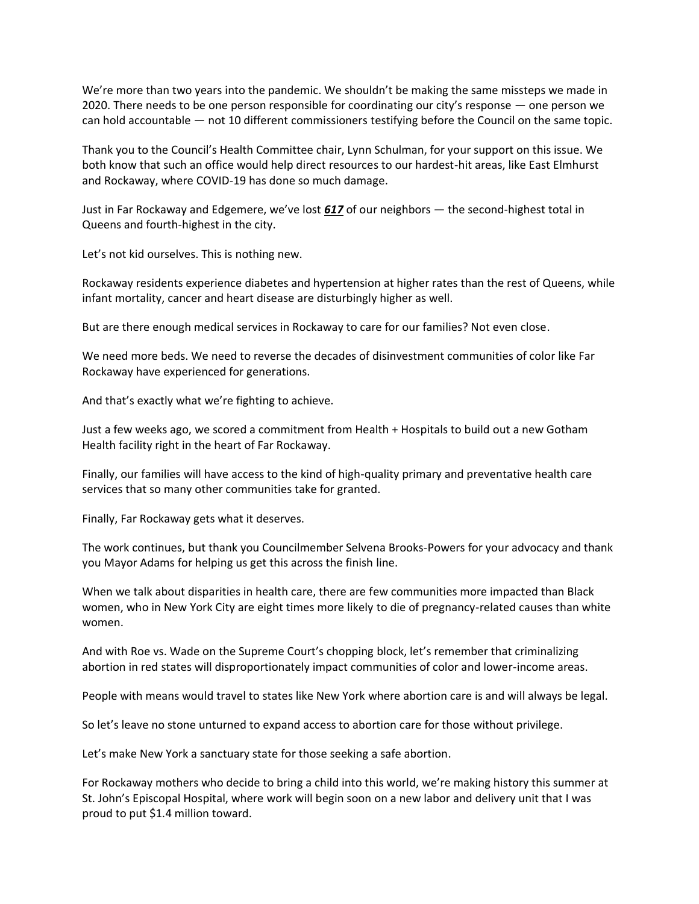We're more than two years into the pandemic. We shouldn't be making the same missteps we made in 2020. There needs to be one person responsible for coordinating our city's response — one person we can hold accountable — not 10 different commissioners testifying before the Council on the same topic.

Thank you to the Council's Health Committee chair, Lynn Schulman, for your support on this issue. We both know that such an office would help direct resources to our hardest-hit areas, like East Elmhurst and Rockaway, where COVID-19 has done so much damage.

Just in Far Rockaway and Edgemere, we've lost ***617*** of our neighbors — the second-highest total in Queens and fourth-highest in the city.

Let's not kid ourselves. This is nothing new.

Rockaway residents experience diabetes and hypertension at higher rates than the rest of Queens, while infant mortality, cancer and heart disease are disturbingly higher as well.

But are there enough medical services in Rockaway to care for our families? Not even close.

We need more beds. We need to reverse the decades of disinvestment communities of color like Far Rockaway have experienced for generations.

And that's exactly what we're fighting to achieve.

Just a few weeks ago, we scored a commitment from Health + Hospitals to build out a new Gotham Health facility right in the heart of Far Rockaway.

Finally, our families will have access to the kind of high-quality primary and preventative health care services that so many other communities take for granted.

Finally, Far Rockaway gets what it deserves.

The work continues, but thank you Councilmember Selvena Brooks-Powers for your advocacy and thank you Mayor Adams for helping us get this across the finish line.

When we talk about disparities in health care, there are few communities more impacted than Black women, who in New York City are eight times more likely to die of pregnancy-related causes than white women.

And with Roe vs. Wade on the Supreme Court's chopping block, let's remember that criminalizing abortion in red states will disproportionately impact communities of color and lower-income areas.

People with means would travel to states like New York where abortion care is and will always be legal.

So let's leave no stone unturned to expand access to abortion care for those without privilege.

Let's make New York a sanctuary state for those seeking a safe abortion.

For Rockaway mothers who decide to bring a child into this world, we're making history this summer at St. John's Episcopal Hospital, where work will begin soon on a new labor and delivery unit that I was proud to put $1.4 million toward.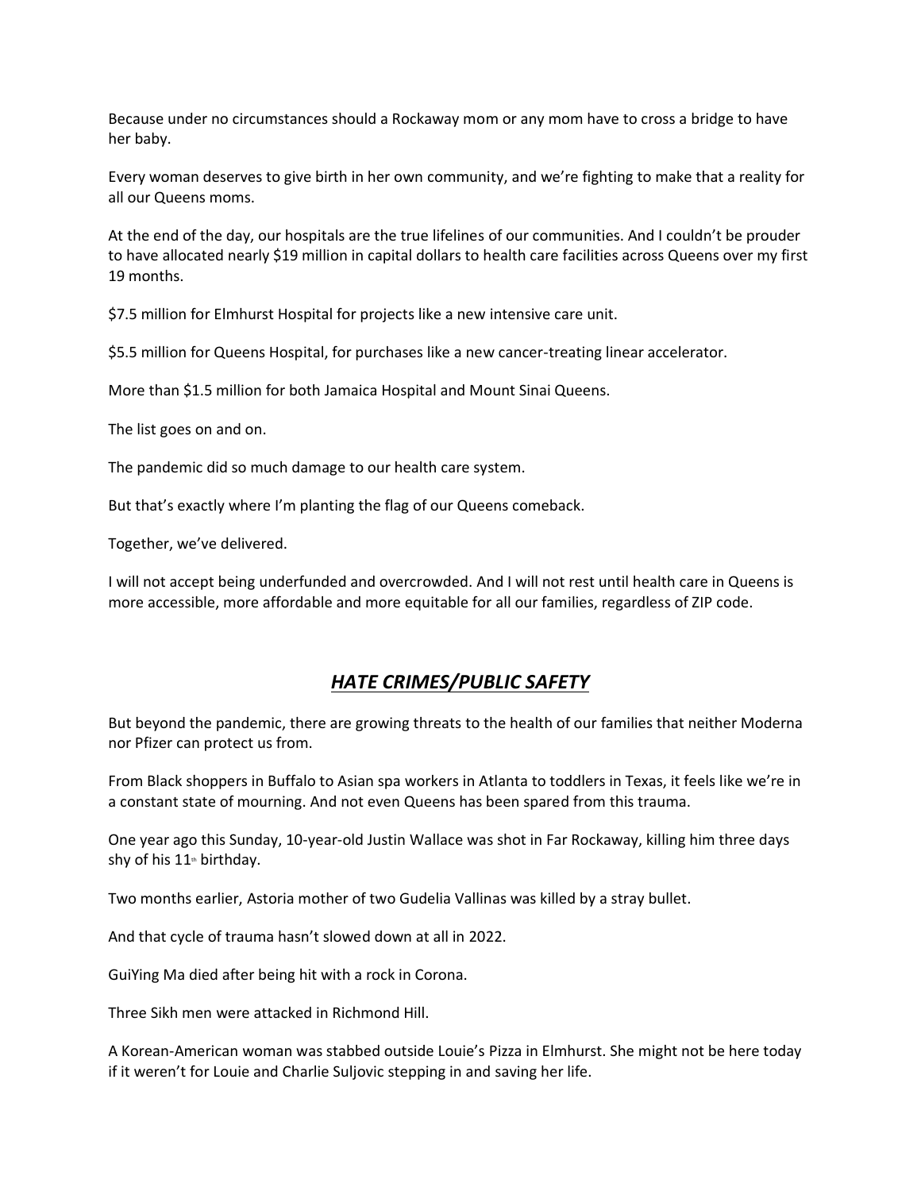Because under no circumstances should a Rockaway mom or any mom have to cross a bridge to have her baby.

Every woman deserves to give birth in her own community, and we're fighting to make that a reality for all our Queens moms.

At the end of the day, our hospitals are the true lifelines of our communities. And I couldn't be prouder to have allocated nearly $19 million in capital dollars to health care facilities across Queens over my first 19 months.

$7.5 million for Elmhurst Hospital for projects like a new intensive care unit.

$5.5 million for Queens Hospital, for purchases like a new cancer-treating linear accelerator.

More than $1.5 million for both Jamaica Hospital and Mount Sinai Queens.

The list goes on and on.

The pandemic did so much damage to our health care system.

But that's exactly where I'm planting the flag of our Queens comeback.

Together, we've delivered.

I will not accept being underfunded and overcrowded. And I will not rest until health care in Queens is more accessible, more affordable and more equitable for all our families, regardless of ZIP code.

## ***HATE CRIMES/PUBLIC SAFETY***

But beyond the pandemic, there are growing threats to the health of our families that neither Moderna nor Pfizer can protect us from.

From Black shoppers in Buffalo to Asian spa workers in Atlanta to toddlers in Texas, it feels like we're in a constant state of mourning. And not even Queens has been spared from this trauma.

One year ago this Sunday, 10-year-old Justin Wallace was shot in Far Rockaway, killing him three days shy of his 11th birthday.

Two months earlier, Astoria mother of two Gudelia Vallinas was killed by a stray bullet.

And that cycle of trauma hasn't slowed down at all in 2022.

GuiYing Ma died after being hit with a rock in Corona.

Three Sikh men were attacked in Richmond Hill.

A Korean-American woman was stabbed outside Louie's Pizza in Elmhurst. She might not be here today if it weren't for Louie and Charlie Suljovic stepping in and saving her life.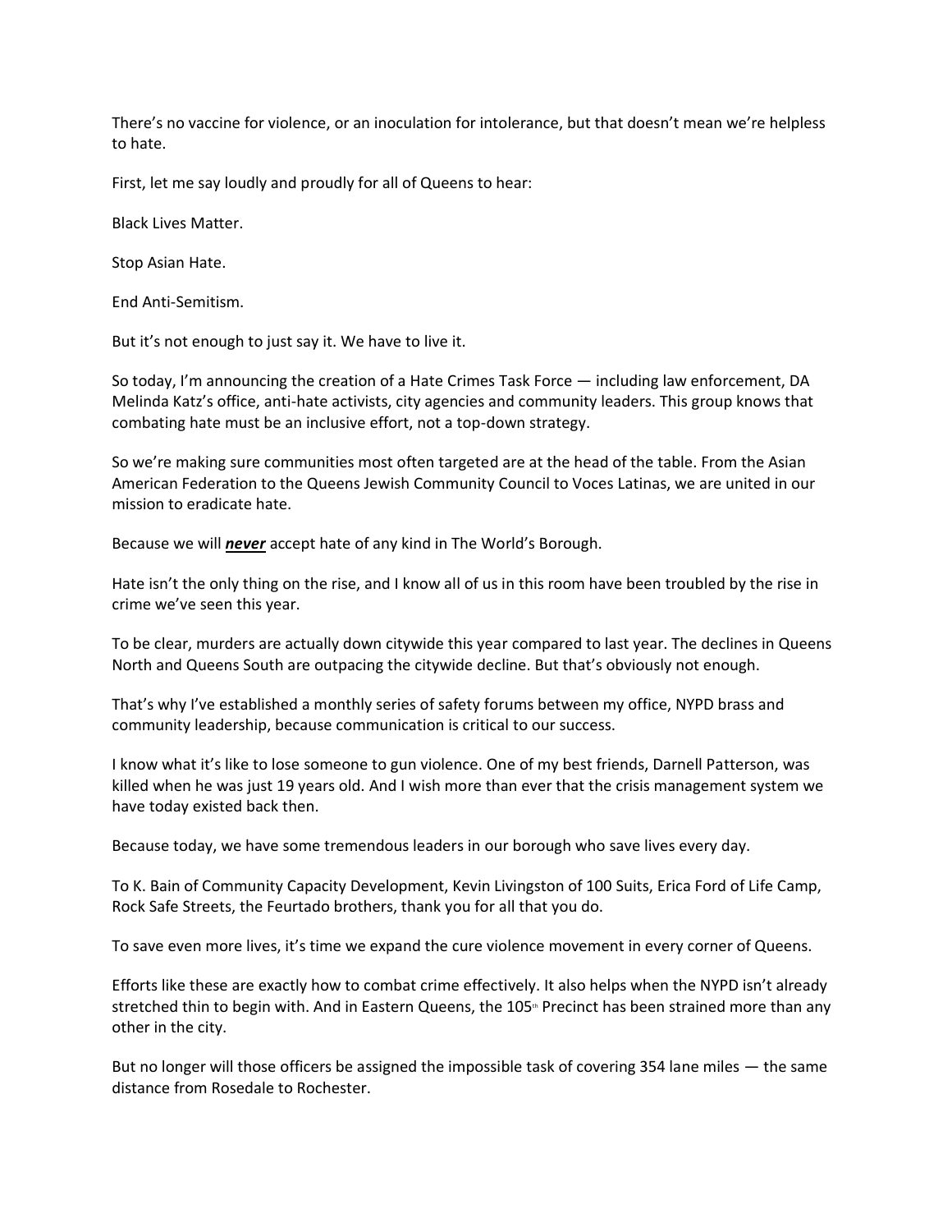There's no vaccine for violence, or an inoculation for intolerance, but that doesn't mean we're helpless to hate.

First, let me say loudly and proudly for all of Queens to hear:

Black Lives Matter.

Stop Asian Hate.

End Anti-Semitism.

But it's not enough to just say it. We have to live it.

So today, I'm announcing the creation of a Hate Crimes Task Force — including law enforcement, DA Melinda Katz's office, anti-hate activists, city agencies and community leaders. This group knows that combating hate must be an inclusive effort, not a top-down strategy.

So we're making sure communities most often targeted are at the head of the table. From the Asian American Federation to the Queens Jewish Community Council to Voces Latinas, we are united in our mission to eradicate hate.

Because we will ***never*** accept hate of any kind in The World's Borough.

Hate isn't the only thing on the rise, and I know all of us in this room have been troubled by the rise in crime we've seen this year.

To be clear, murders are actually down citywide this year compared to last year. The declines in Queens North and Queens South are outpacing the citywide decline. But that's obviously not enough.

That's why I've established a monthly series of safety forums between my office, NYPD brass and community leadership, because communication is critical to our success.

I know what it's like to lose someone to gun violence. One of my best friends, Darnell Patterson, was killed when he was just 19 years old. And I wish more than ever that the crisis management system we have today existed back then.

Because today, we have some tremendous leaders in our borough who save lives every day.

To K. Bain of Community Capacity Development, Kevin Livingston of 100 Suits, Erica Ford of Life Camp, Rock Safe Streets, the Feurtado brothers, thank you for all that you do.

To save even more lives, it's time we expand the cure violence movement in every corner of Queens.

Efforts like these are exactly how to combat crime effectively. It also helps when the NYPD isn't already stretched thin to begin with. And in Eastern Queens, the 105th Precinct has been strained more than any other in the city.

But no longer will those officers be assigned the impossible task of covering 354 lane miles — the same distance from Rosedale to Rochester.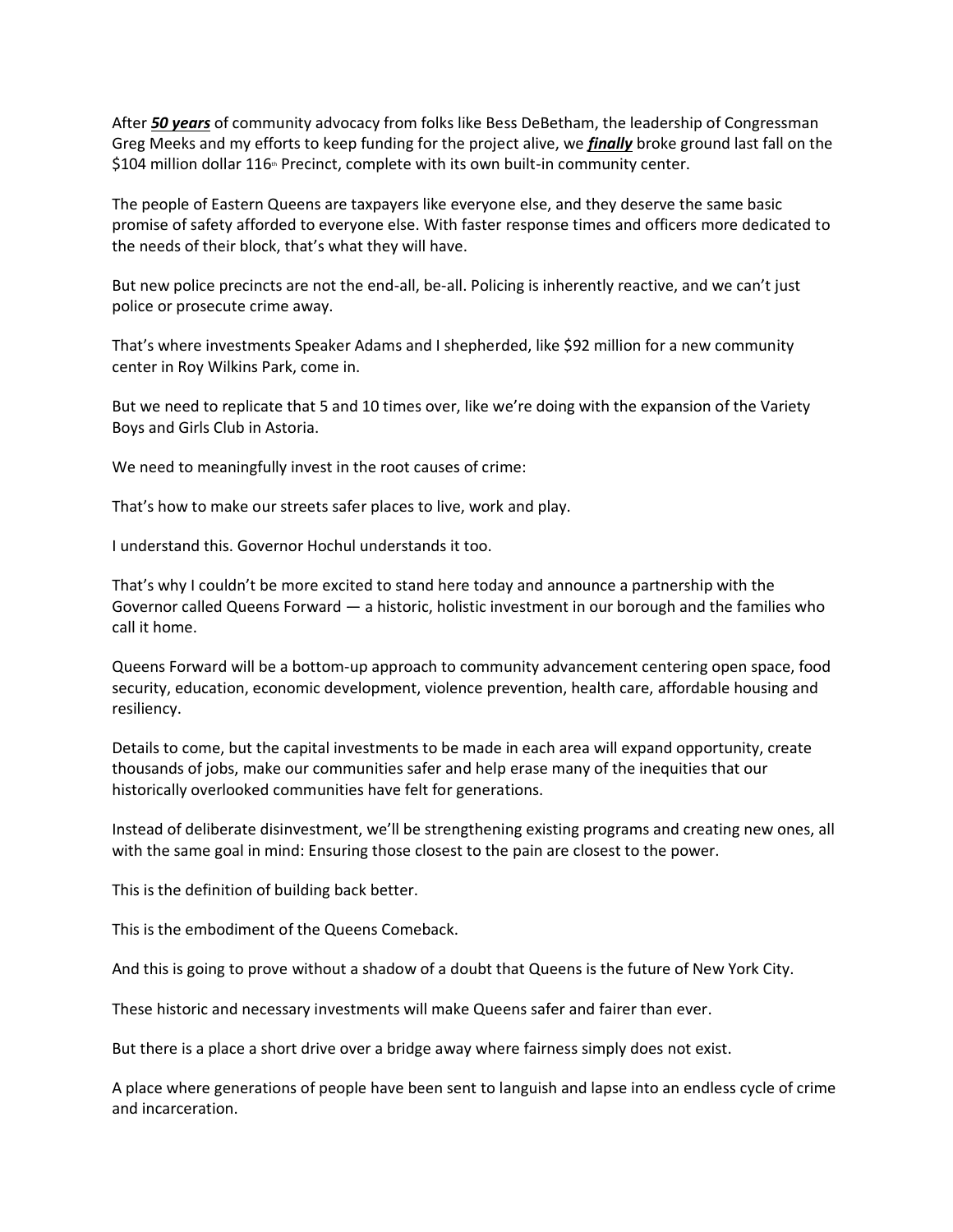After ***<u>50 years</u>*** of community advocacy from folks like Bess DeBetham, the leadership of Congressman Greg Meeks and my efforts to keep funding for the project alive, we ***<u>finally</u>*** broke ground last fall on the $104 million dollar 116th Precinct, complete with its own built-in community center.

The people of Eastern Queens are taxpayers like everyone else, and they deserve the same basic promise of safety afforded to everyone else. With faster response times and officers more dedicated to the needs of their block, that's what they will have.

But new police precincts are not the end-all, be-all. Policing is inherently reactive, and we can't just police or prosecute crime away.

That's where investments Speaker Adams and I shepherded, like $92 million for a new community center in Roy Wilkins Park, come in.

But we need to replicate that 5 and 10 times over, like we're doing with the expansion of the Variety Boys and Girls Club in Astoria.

We need to meaningfully invest in the root causes of crime:

That's how to make our streets safer places to live, work and play.

I understand this. Governor Hochul understands it too.

That's why I couldn't be more excited to stand here today and announce a partnership with the Governor called Queens Forward — a historic, holistic investment in our borough and the families who call it home.

Queens Forward will be a bottom-up approach to community advancement centering open space, food security, education, economic development, violence prevention, health care, affordable housing and resiliency.

Details to come, but the capital investments to be made in each area will expand opportunity, create thousands of jobs, make our communities safer and help erase many of the inequities that our historically overlooked communities have felt for generations.

Instead of deliberate disinvestment, we'll be strengthening existing programs and creating new ones, all with the same goal in mind: Ensuring those closest to the pain are closest to the power.

This is the definition of building back better.

This is the embodiment of the Queens Comeback.

And this is going to prove without a shadow of a doubt that Queens is the future of New York City.

These historic and necessary investments will make Queens safer and fairer than ever.

But there is a place a short drive over a bridge away where fairness simply does not exist.

A place where generations of people have been sent to languish and lapse into an endless cycle of crime and incarceration.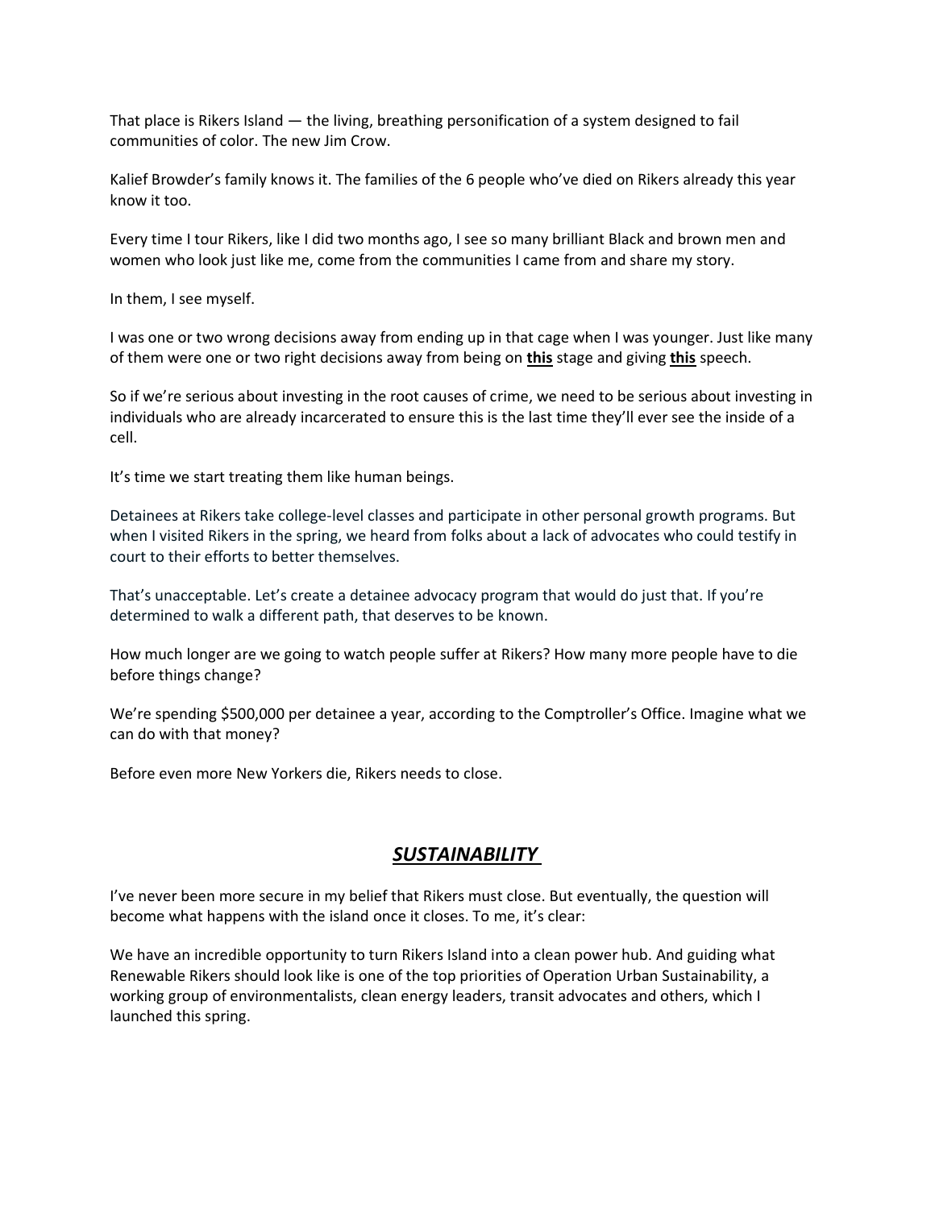That place is Rikers Island — the living, breathing personification of a system designed to fail communities of color. The new Jim Crow.

Kalief Browder's family knows it. The families of the 6 people who've died on Rikers already this year know it too.

Every time I tour Rikers, like I did two months ago, I see so many brilliant Black and brown men and women who look just like me, come from the communities I came from and share my story.

In them, I see myself.

I was one or two wrong decisions away from ending up in that cage when I was younger. Just like many of them were one or two right decisions away from being on **this** stage and giving **this** speech.

So if we're serious about investing in the root causes of crime, we need to be serious about investing in individuals who are already incarcerated to ensure this is the last time they'll ever see the inside of a cell.

It's time we start treating them like human beings.

Detainees at Rikers take college-level classes and participate in other personal growth programs. But when I visited Rikers in the spring, we heard from folks about a lack of advocates who could testify in court to their efforts to better themselves.

That's unacceptable. Let's create a detainee advocacy program that would do just that. If you're determined to walk a different path, that deserves to be known.

How much longer are we going to watch people suffer at Rikers? How many more people have to die before things change?

We're spending $500,000 per detainee a year, according to the Comptroller's Office. Imagine what we can do with that money?

Before even more New Yorkers die, Rikers needs to close.

## ***SUSTAINABILITY***

I've never been more secure in my belief that Rikers must close. But eventually, the question will become what happens with the island once it closes. To me, it's clear:

We have an incredible opportunity to turn Rikers Island into a clean power hub. And guiding what Renewable Rikers should look like is one of the top priorities of Operation Urban Sustainability, a working group of environmentalists, clean energy leaders, transit advocates and others, which I launched this spring.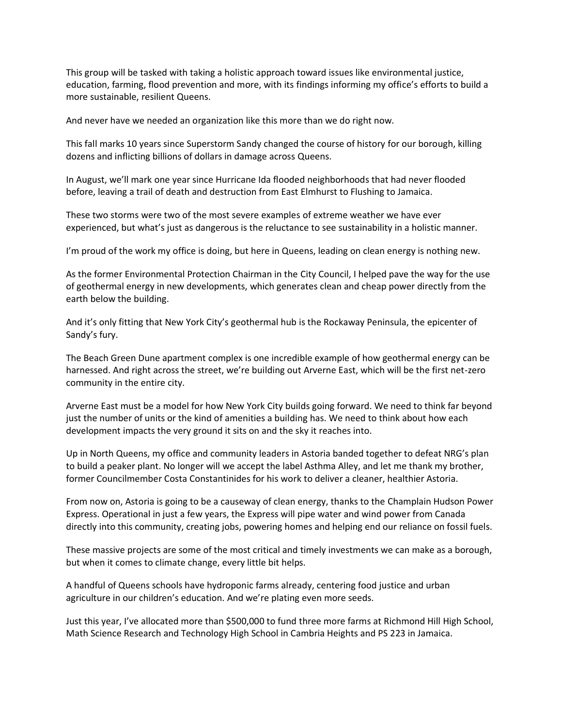This group will be tasked with taking a holistic approach toward issues like environmental justice, education, farming, flood prevention and more, with its findings informing my office's efforts to build a more sustainable, resilient Queens.

And never have we needed an organization like this more than we do right now.

This fall marks 10 years since Superstorm Sandy changed the course of history for our borough, killing dozens and inflicting billions of dollars in damage across Queens.

In August, we'll mark one year since Hurricane Ida flooded neighborhoods that had never flooded before, leaving a trail of death and destruction from East Elmhurst to Flushing to Jamaica.

These two storms were two of the most severe examples of extreme weather we have ever experienced, but what's just as dangerous is the reluctance to see sustainability in a holistic manner.

I'm proud of the work my office is doing, but here in Queens, leading on clean energy is nothing new.

As the former Environmental Protection Chairman in the City Council, I helped pave the way for the use of geothermal energy in new developments, which generates clean and cheap power directly from the earth below the building.

And it's only fitting that New York City's geothermal hub is the Rockaway Peninsula, the epicenter of Sandy's fury.

The Beach Green Dune apartment complex is one incredible example of how geothermal energy can be harnessed. And right across the street, we're building out Arverne East, which will be the first net-zero community in the entire city.

Arverne East must be a model for how New York City builds going forward. We need to think far beyond just the number of units or the kind of amenities a building has. We need to think about how each development impacts the very ground it sits on and the sky it reaches into.

Up in North Queens, my office and community leaders in Astoria banded together to defeat NRG's plan to build a peaker plant. No longer will we accept the label Asthma Alley, and let me thank my brother, former Councilmember Costa Constantinides for his work to deliver a cleaner, healthier Astoria.

From now on, Astoria is going to be a causeway of clean energy, thanks to the Champlain Hudson Power Express. Operational in just a few years, the Express will pipe water and wind power from Canada directly into this community, creating jobs, powering homes and helping end our reliance on fossil fuels.

These massive projects are some of the most critical and timely investments we can make as a borough, but when it comes to climate change, every little bit helps.

A handful of Queens schools have hydroponic farms already, centering food justice and urban agriculture in our children's education. And we're plating even more seeds.

Just this year, I've allocated more than $500,000 to fund three more farms at Richmond Hill High School, Math Science Research and Technology High School in Cambria Heights and PS 223 in Jamaica.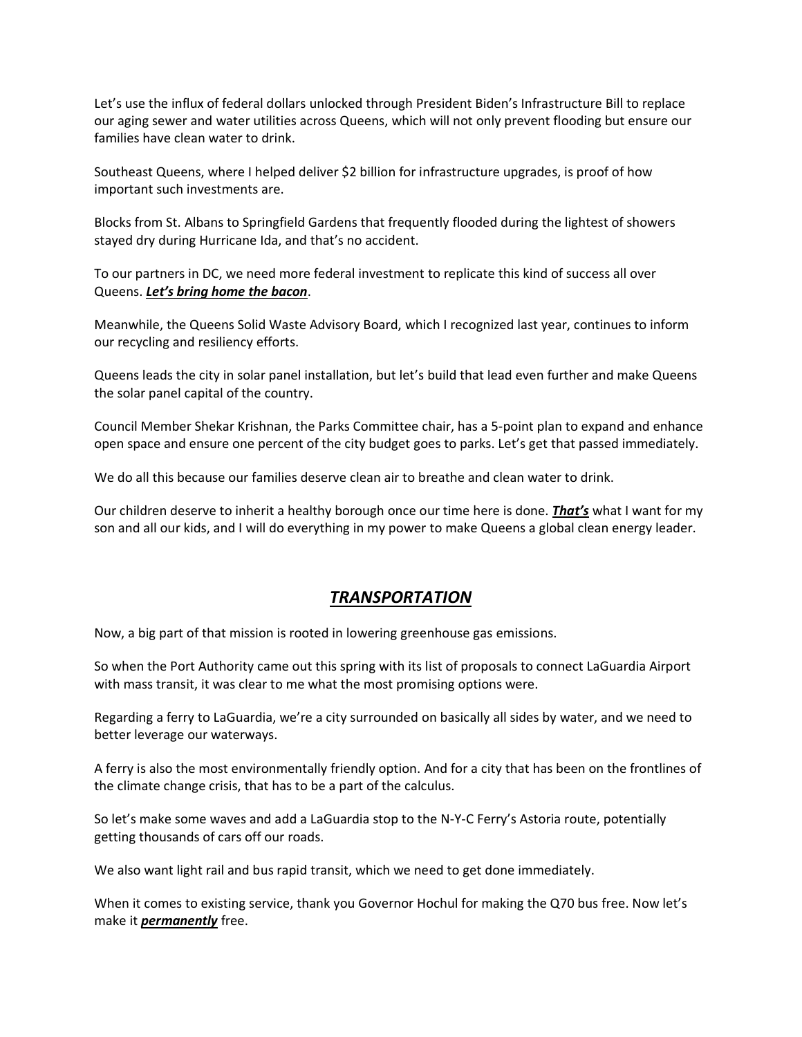Let's use the influx of federal dollars unlocked through President Biden's Infrastructure Bill to replace our aging sewer and water utilities across Queens, which will not only prevent flooding but ensure our families have clean water to drink.

Southeast Queens, where I helped deliver $2 billion for infrastructure upgrades, is proof of how important such investments are.

Blocks from St. Albans to Springfield Gardens that frequently flooded during the lightest of showers stayed dry during Hurricane Ida, and that's no accident.

To our partners in DC, we need more federal investment to replicate this kind of success all over Queens. ***<u>Let's bring home the bacon</u>***.

Meanwhile, the Queens Solid Waste Advisory Board, which I recognized last year, continues to inform our recycling and resiliency efforts.

Queens leads the city in solar panel installation, but let's build that lead even further and make Queens the solar panel capital of the country.

Council Member Shekar Krishnan, the Parks Committee chair, has a 5-point plan to expand and enhance open space and ensure one percent of the city budget goes to parks. Let's get that passed immediately.

We do all this because our families deserve clean air to breathe and clean water to drink.

Our children deserve to inherit a healthy borough once our time here is done. ***<u>That's</u>*** what I want for my son and all our kids, and I will do everything in my power to make Queens a global clean energy leader.

## ***<u>TRANSPORTATION</u>***

Now, a big part of that mission is rooted in lowering greenhouse gas emissions.

So when the Port Authority came out this spring with its list of proposals to connect LaGuardia Airport with mass transit, it was clear to me what the most promising options were.

Regarding a ferry to LaGuardia, we're a city surrounded on basically all sides by water, and we need to better leverage our waterways.

A ferry is also the most environmentally friendly option. And for a city that has been on the frontlines of the climate change crisis, that has to be a part of the calculus.

So let's make some waves and add a LaGuardia stop to the N-Y-C Ferry's Astoria route, potentially getting thousands of cars off our roads.

We also want light rail and bus rapid transit, which we need to get done immediately.

When it comes to existing service, thank you Governor Hochul for making the Q70 bus free. Now let's make it ***<u>permanently</u>*** free.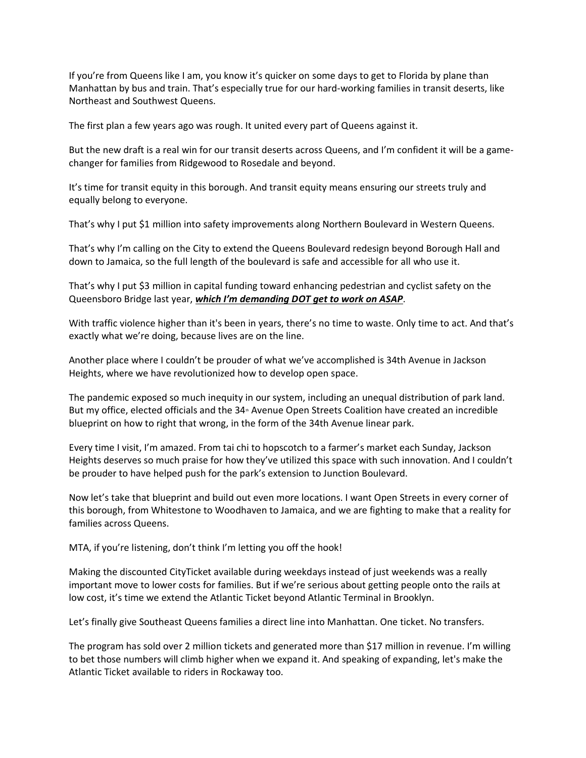If you're from Queens like I am, you know it's quicker on some days to get to Florida by plane than Manhattan by bus and train. That's especially true for our hard-working families in transit deserts, like Northeast and Southwest Queens.

The first plan a few years ago was rough. It united every part of Queens against it.

But the new draft is a real win for our transit deserts across Queens, and I'm confident it will be a game-changer for families from Ridgewood to Rosedale and beyond.

It's time for transit equity in this borough. And transit equity means ensuring our streets truly and equally belong to everyone.

That's why I put $1 million into safety improvements along Northern Boulevard in Western Queens.

That's why I'm calling on the City to extend the Queens Boulevard redesign beyond Borough Hall and down to Jamaica, so the full length of the boulevard is safe and accessible for all who use it.

That's why I put $3 million in capital funding toward enhancing pedestrian and cyclist safety on the Queensboro Bridge last year, ***which I'm demanding DOT get to work on ASAP***.

With traffic violence higher than it's been in years, there's no time to waste. Only time to act. And that's exactly what we're doing, because lives are on the line.

Another place where I couldn't be prouder of what we've accomplished is 34th Avenue in Jackson Heights, where we have revolutionized how to develop open space.

The pandemic exposed so much inequity in our system, including an unequal distribution of park land. But my office, elected officials and the 34th Avenue Open Streets Coalition have created an incredible blueprint on how to right that wrong, in the form of the 34th Avenue linear park.

Every time I visit, I'm amazed. From tai chi to hopscotch to a farmer's market each Sunday, Jackson Heights deserves so much praise for how they've utilized this space with such innovation. And I couldn't be prouder to have helped push for the park's extension to Junction Boulevard.

Now let's take that blueprint and build out even more locations. I want Open Streets in every corner of this borough, from Whitestone to Woodhaven to Jamaica, and we are fighting to make that a reality for families across Queens.

MTA, if you're listening, don't think I'm letting you off the hook!

Making the discounted CityTicket available during weekdays instead of just weekends was a really important move to lower costs for families. But if we're serious about getting people onto the rails at low cost, it's time we extend the Atlantic Ticket beyond Atlantic Terminal in Brooklyn.

Let's finally give Southeast Queens families a direct line into Manhattan. One ticket. No transfers.

The program has sold over 2 million tickets and generated more than $17 million in revenue. I'm willing to bet those numbers will climb higher when we expand it. And speaking of expanding, let's make the Atlantic Ticket available to riders in Rockaway too.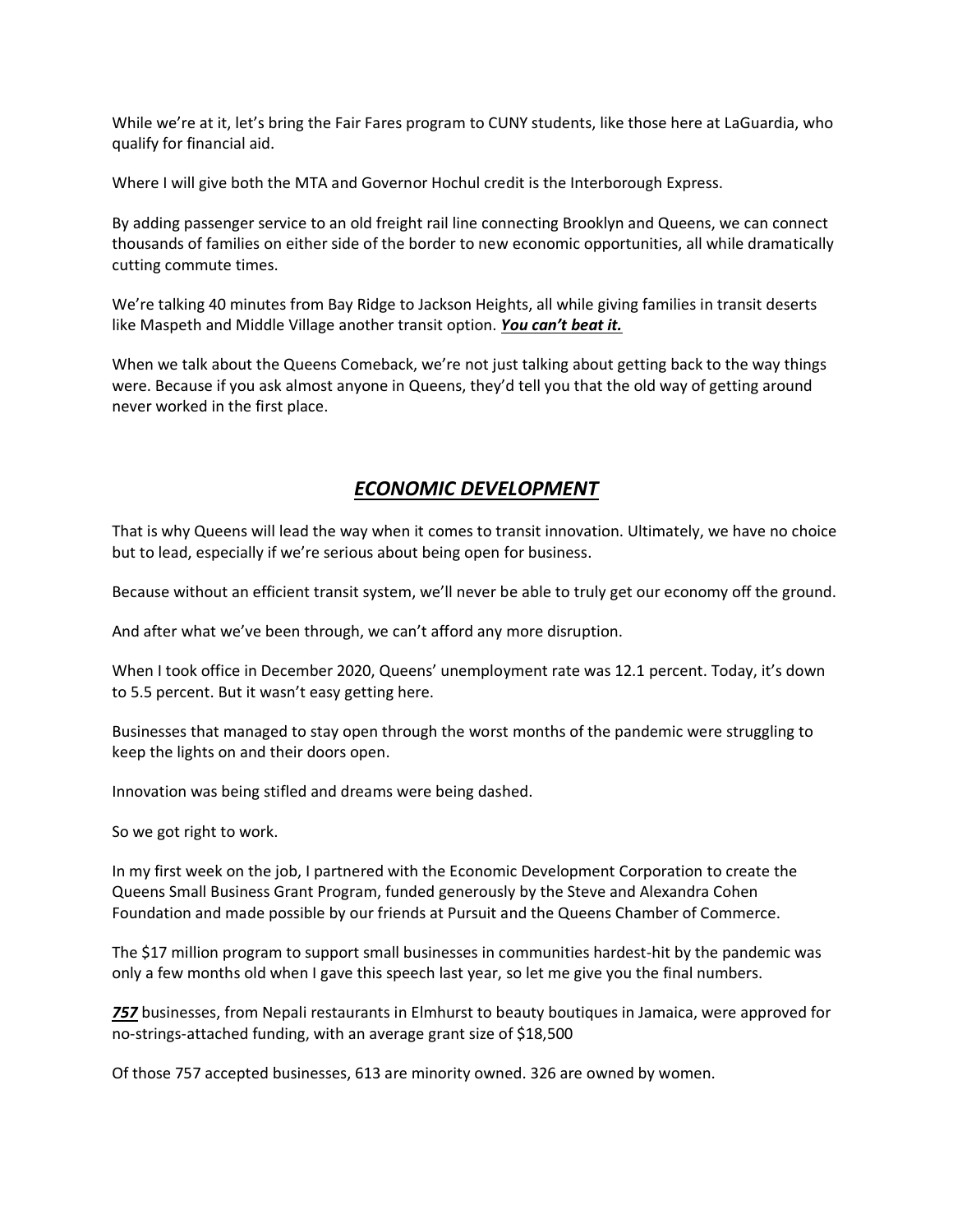While we're at it, let's bring the Fair Fares program to CUNY students, like those here at LaGuardia, who qualify for financial aid.

Where I will give both the MTA and Governor Hochul credit is the Interborough Express.

By adding passenger service to an old freight rail line connecting Brooklyn and Queens, we can connect thousands of families on either side of the border to new economic opportunities, all while dramatically cutting commute times.

We're talking 40 minutes from Bay Ridge to Jackson Heights, all while giving families in transit deserts like Maspeth and Middle Village another transit option. ***You can't beat it.***

When we talk about the Queens Comeback, we're not just talking about getting back to the way things were. Because if you ask almost anyone in Queens, they'd tell you that the old way of getting around never worked in the first place.

## ***ECONOMIC DEVELOPMENT***

That is why Queens will lead the way when it comes to transit innovation. Ultimately, we have no choice but to lead, especially if we're serious about being open for business.

Because without an efficient transit system, we'll never be able to truly get our economy off the ground.

And after what we've been through, we can't afford any more disruption.

When I took office in December 2020, Queens' unemployment rate was 12.1 percent. Today, it's down to 5.5 percent. But it wasn't easy getting here.

Businesses that managed to stay open through the worst months of the pandemic were struggling to keep the lights on and their doors open.

Innovation was being stifled and dreams were being dashed.

So we got right to work.

In my first week on the job, I partnered with the Economic Development Corporation to create the Queens Small Business Grant Program, funded generously by the Steve and Alexandra Cohen Foundation and made possible by our friends at Pursuit and the Queens Chamber of Commerce.

The $17 million program to support small businesses in communities hardest-hit by the pandemic was only a few months old when I gave this speech last year, so let me give you the final numbers.

***757*** businesses, from Nepali restaurants in Elmhurst to beauty boutiques in Jamaica, were approved for no-strings-attached funding, with an average grant size of $18,500

Of those 757 accepted businesses, 613 are minority owned. 326 are owned by women.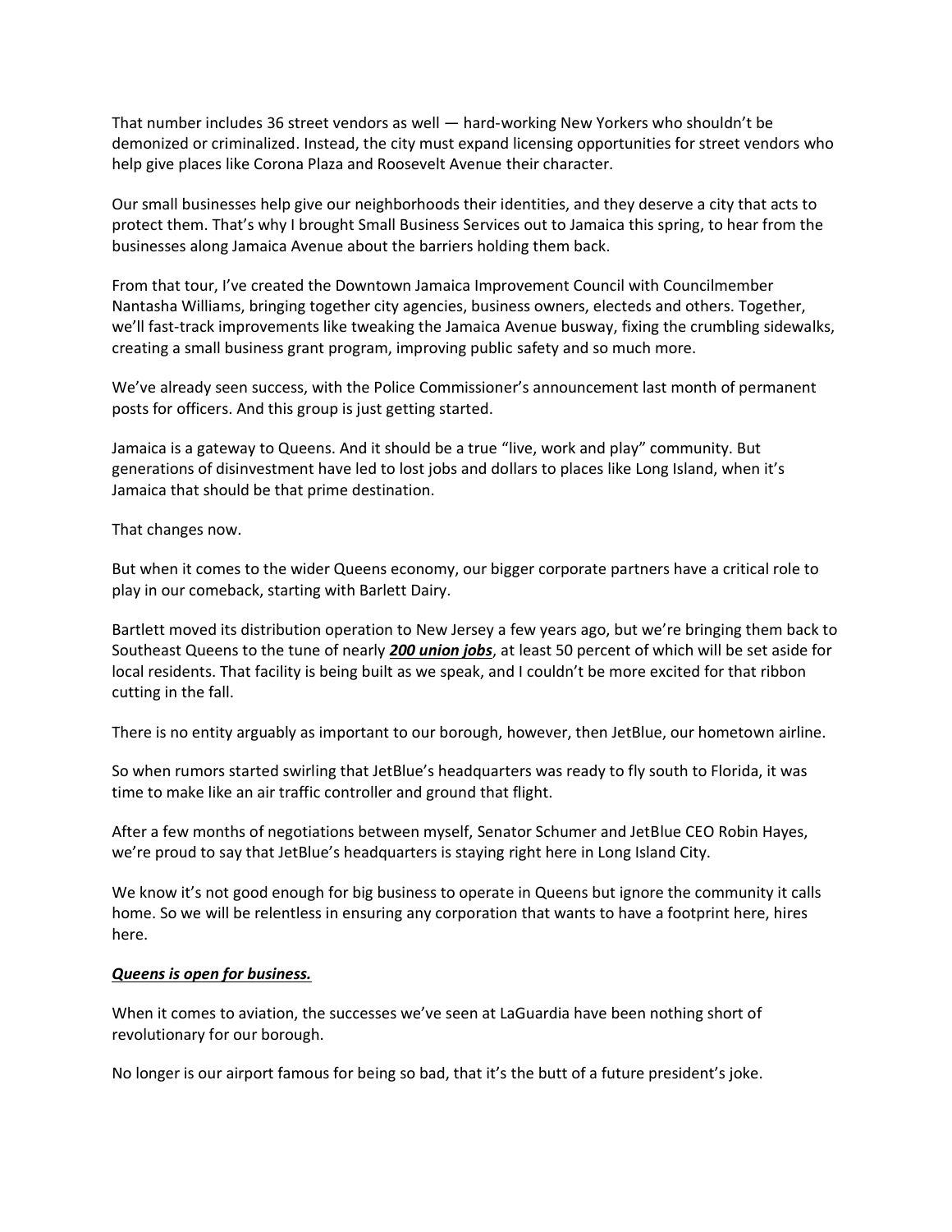That number includes 36 street vendors as well — hard-working New Yorkers who shouldn't be demonized or criminalized. Instead, the city must expand licensing opportunities for street vendors who help give places like Corona Plaza and Roosevelt Avenue their character.

Our small businesses help give our neighborhoods their identities, and they deserve a city that acts to protect them. That's why I brought Small Business Services out to Jamaica this spring, to hear from the businesses along Jamaica Avenue about the barriers holding them back.

From that tour, I've created the Downtown Jamaica Improvement Council with Councilmember Nantasha Williams, bringing together city agencies, business owners, electeds and others. Together, we'll fast-track improvements like tweaking the Jamaica Avenue busway, fixing the crumbling sidewalks, creating a small business grant program, improving public safety and so much more.

We've already seen success, with the Police Commissioner's announcement last month of permanent posts for officers. And this group is just getting started.

Jamaica is a gateway to Queens. And it should be a true "live, work and play" community. But generations of disinvestment have led to lost jobs and dollars to places like Long Island, when it's Jamaica that should be that prime destination.

That changes now.

But when it comes to the wider Queens economy, our bigger corporate partners have a critical role to play in our comeback, starting with Barlett Dairy.

Bartlett moved its distribution operation to New Jersey a few years ago, but we're bringing them back to Southeast Queens to the tune of nearly ***200 union jobs***, at least 50 percent of which will be set aside for local residents. That facility is being built as we speak, and I couldn't be more excited for that ribbon cutting in the fall.

There is no entity arguably as important to our borough, however, then JetBlue, our hometown airline.

So when rumors started swirling that JetBlue's headquarters was ready to fly south to Florida, it was time to make like an air traffic controller and ground that flight.

After a few months of negotiations between myself, Senator Schumer and JetBlue CEO Robin Hayes, we're proud to say that JetBlue's headquarters is staying right here in Long Island City.

We know it's not good enough for big business to operate in Queens but ignore the community it calls home. So we will be relentless in ensuring any corporation that wants to have a footprint here, hires here.

***Queens is open for business.***

When it comes to aviation, the successes we've seen at LaGuardia have been nothing short of revolutionary for our borough.

No longer is our airport famous for being so bad, that it's the butt of a future president's joke.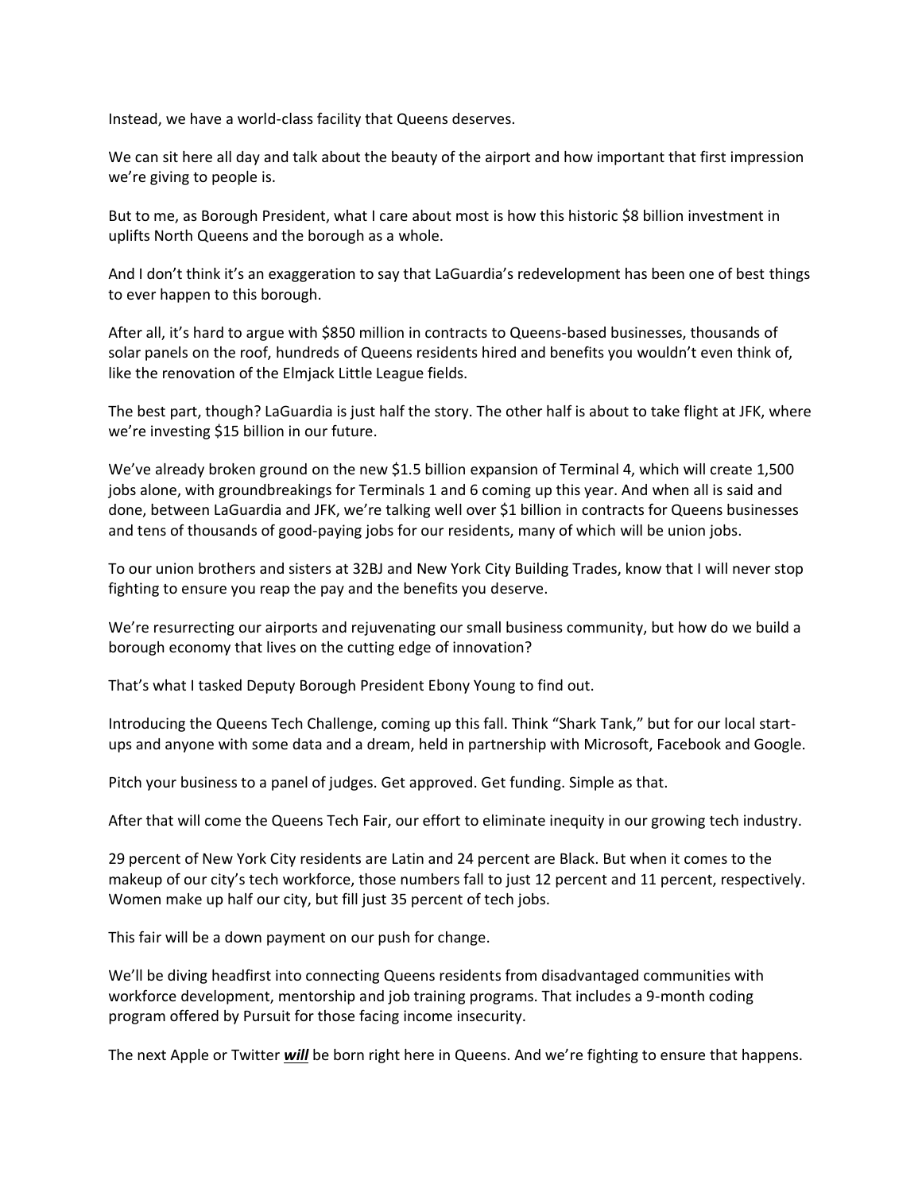Instead, we have a world-class facility that Queens deserves.

We can sit here all day and talk about the beauty of the airport and how important that first impression we're giving to people is.

But to me, as Borough President, what I care about most is how this historic $8 billion investment in uplifts North Queens and the borough as a whole.

And I don't think it's an exaggeration to say that LaGuardia's redevelopment has been one of best things to ever happen to this borough.

After all, it's hard to argue with $850 million in contracts to Queens-based businesses, thousands of solar panels on the roof, hundreds of Queens residents hired and benefits you wouldn't even think of, like the renovation of the Elmjack Little League fields.

The best part, though? LaGuardia is just half the story. The other half is about to take flight at JFK, where we're investing $15 billion in our future.

We've already broken ground on the new $1.5 billion expansion of Terminal 4, which will create 1,500 jobs alone, with groundbreakings for Terminals 1 and 6 coming up this year. And when all is said and done, between LaGuardia and JFK, we're talking well over $1 billion in contracts for Queens businesses and tens of thousands of good-paying jobs for our residents, many of which will be union jobs.

To our union brothers and sisters at 32BJ and New York City Building Trades, know that I will never stop fighting to ensure you reap the pay and the benefits you deserve.

We're resurrecting our airports and rejuvenating our small business community, but how do we build a borough economy that lives on the cutting edge of innovation?

That's what I tasked Deputy Borough President Ebony Young to find out.

Introducing the Queens Tech Challenge, coming up this fall. Think "Shark Tank," but for our local start-ups and anyone with some data and a dream, held in partnership with Microsoft, Facebook and Google.

Pitch your business to a panel of judges. Get approved. Get funding. Simple as that.

After that will come the Queens Tech Fair, our effort to eliminate inequity in our growing tech industry.

29 percent of New York City residents are Latin and 24 percent are Black. But when it comes to the makeup of our city's tech workforce, those numbers fall to just 12 percent and 11 percent, respectively. Women make up half our city, but fill just 35 percent of tech jobs.

This fair will be a down payment on our push for change.

We'll be diving headfirst into connecting Queens residents from disadvantaged communities with workforce development, mentorship and job training programs. That includes a 9-month coding program offered by Pursuit for those facing income insecurity.

The next Apple or Twitter ***will*** be born right here in Queens. And we're fighting to ensure that happens.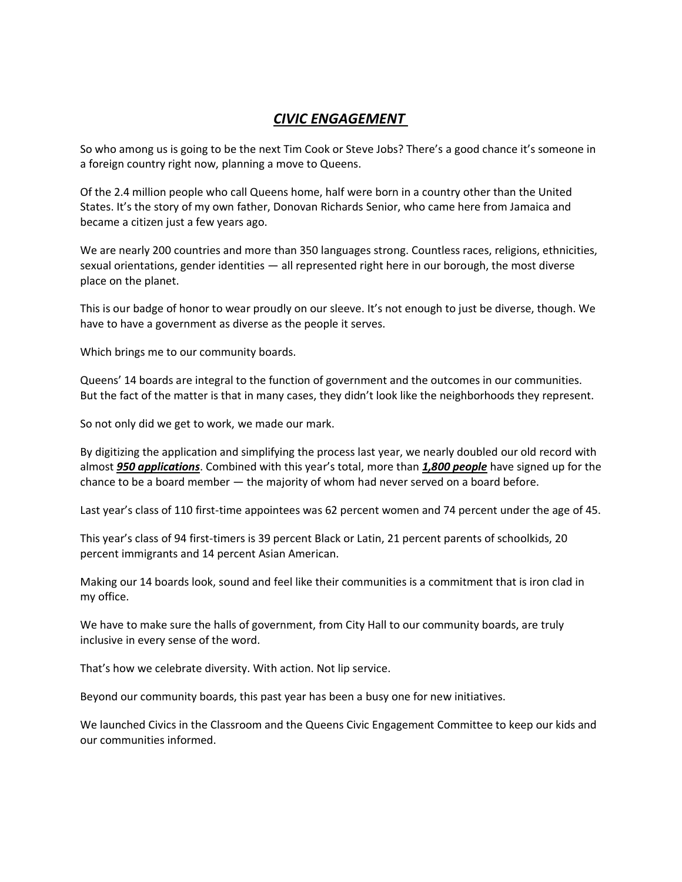# ***CIVIC ENGAGEMENT***

So who among us is going to be the next Tim Cook or Steve Jobs? There's a good chance it's someone in a foreign country right now, planning a move to Queens.

Of the 2.4 million people who call Queens home, half were born in a country other than the United States. It's the story of my own father, Donovan Richards Senior, who came here from Jamaica and became a citizen just a few years ago.

We are nearly 200 countries and more than 350 languages strong. Countless races, religions, ethnicities, sexual orientations, gender identities — all represented right here in our borough, the most diverse place on the planet.

This is our badge of honor to wear proudly on our sleeve. It's not enough to just be diverse, though. We have to have a government as diverse as the people it serves.

Which brings me to our community boards.

Queens' 14 boards are integral to the function of government and the outcomes in our communities. But the fact of the matter is that in many cases, they didn't look like the neighborhoods they represent.

So not only did we get to work, we made our mark.

By digitizing the application and simplifying the process last year, we nearly doubled our old record with almost ***950 applications***. Combined with this year's total, more than ***1,800 people*** have signed up for the chance to be a board member — the majority of whom had never served on a board before.

Last year's class of 110 first-time appointees was 62 percent women and 74 percent under the age of 45.

This year's class of 94 first-timers is 39 percent Black or Latin, 21 percent parents of schoolkids, 20 percent immigrants and 14 percent Asian American.

Making our 14 boards look, sound and feel like their communities is a commitment that is iron clad in my office.

We have to make sure the halls of government, from City Hall to our community boards, are truly inclusive in every sense of the word.

That's how we celebrate diversity. With action. Not lip service.

Beyond our community boards, this past year has been a busy one for new initiatives.

We launched Civics in the Classroom and the Queens Civic Engagement Committee to keep our kids and our communities informed.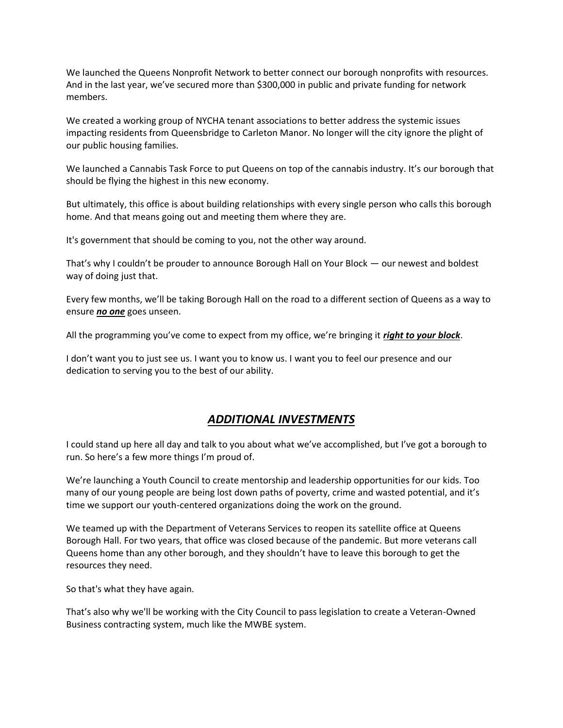We launched the Queens Nonprofit Network to better connect our borough nonprofits with resources. And in the last year, we've secured more than $300,000 in public and private funding for network members.

We created a working group of NYCHA tenant associations to better address the systemic issues impacting residents from Queensbridge to Carleton Manor. No longer will the city ignore the plight of our public housing families.

We launched a Cannabis Task Force to put Queens on top of the cannabis industry. It's our borough that should be flying the highest in this new economy.

But ultimately, this office is about building relationships with every single person who calls this borough home. And that means going out and meeting them where they are.

It's government that should be coming to you, not the other way around.

That's why I couldn't be prouder to announce Borough Hall on Your Block — our newest and boldest way of doing just that.

Every few months, we'll be taking Borough Hall on the road to a different section of Queens as a way to ensure ***no one*** goes unseen.

All the programming you've come to expect from my office, we're bringing it ***right to your block***.

I don't want you to just see us. I want you to know us. I want you to feel our presence and our dedication to serving you to the best of our ability.

## *ADDITIONAL INVESTMENTS*

I could stand up here all day and talk to you about what we've accomplished, but I've got a borough to run. So here's a few more things I'm proud of.

We're launching a Youth Council to create mentorship and leadership opportunities for our kids. Too many of our young people are being lost down paths of poverty, crime and wasted potential, and it's time we support our youth-centered organizations doing the work on the ground.

We teamed up with the Department of Veterans Services to reopen its satellite office at Queens Borough Hall. For two years, that office was closed because of the pandemic. But more veterans call Queens home than any other borough, and they shouldn't have to leave this borough to get the resources they need.

So that's what they have again.

That's also why we'll be working with the City Council to pass legislation to create a Veteran-Owned Business contracting system, much like the MWBE system.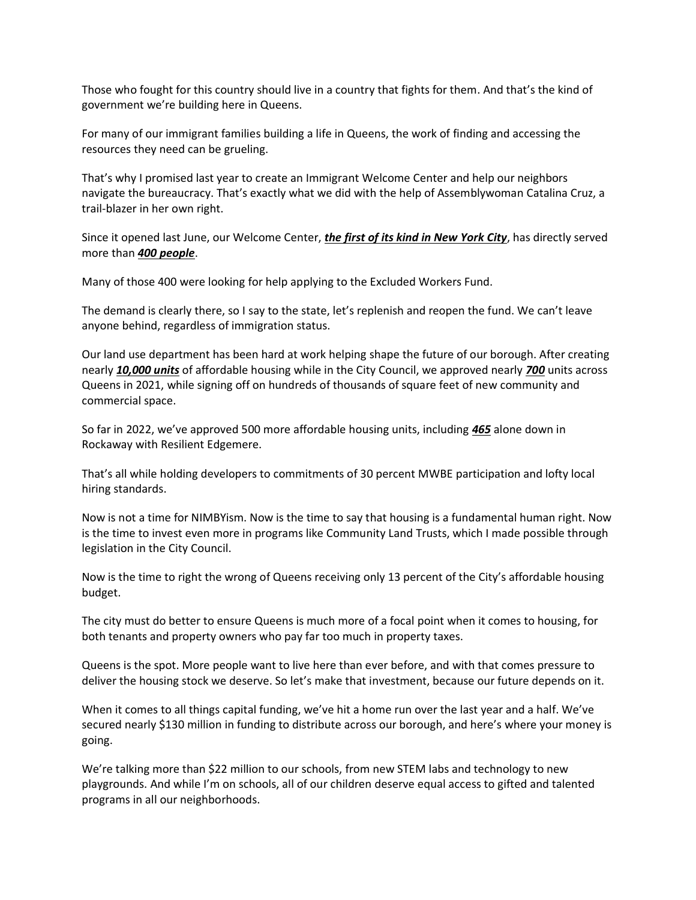Those who fought for this country should live in a country that fights for them. And that's the kind of government we're building here in Queens.

For many of our immigrant families building a life in Queens, the work of finding and accessing the resources they need can be grueling.

That's why I promised last year to create an Immigrant Welcome Center and help our neighbors navigate the bureaucracy. That's exactly what we did with the help of Assemblywoman Catalina Cruz, a trail-blazer in her own right.

Since it opened last June, our Welcome Center, <u>***the first of its kind in New York City***</u>, has directly served more than <u>***400 people***</u>.

Many of those 400 were looking for help applying to the Excluded Workers Fund.

The demand is clearly there, so I say to the state, let's replenish and reopen the fund. We can't leave anyone behind, regardless of immigration status.

Our land use department has been hard at work helping shape the future of our borough. After creating nearly <u>***10,000 units***</u> of affordable housing while in the City Council, we approved nearly <u>***700***</u> units across Queens in 2021, while signing off on hundreds of thousands of square feet of new community and commercial space.

So far in 2022, we've approved 500 more affordable housing units, including <u>***465***</u> alone down in Rockaway with Resilient Edgemere.

That's all while holding developers to commitments of 30 percent MWBE participation and lofty local hiring standards.

Now is not a time for NIMBYism. Now is the time to say that housing is a fundamental human right. Now is the time to invest even more in programs like Community Land Trusts, which I made possible through legislation in the City Council.

Now is the time to right the wrong of Queens receiving only 13 percent of the City's affordable housing budget.

The city must do better to ensure Queens is much more of a focal point when it comes to housing, for both tenants and property owners who pay far too much in property taxes.

Queens is the spot. More people want to live here than ever before, and with that comes pressure to deliver the housing stock we deserve. So let's make that investment, because our future depends on it.

When it comes to all things capital funding, we've hit a home run over the last year and a half. We've secured nearly $130 million in funding to distribute across our borough, and here's where your money is going.

We're talking more than $22 million to our schools, from new STEM labs and technology to new playgrounds. And while I'm on schools, all of our children deserve equal access to gifted and talented programs in all our neighborhoods.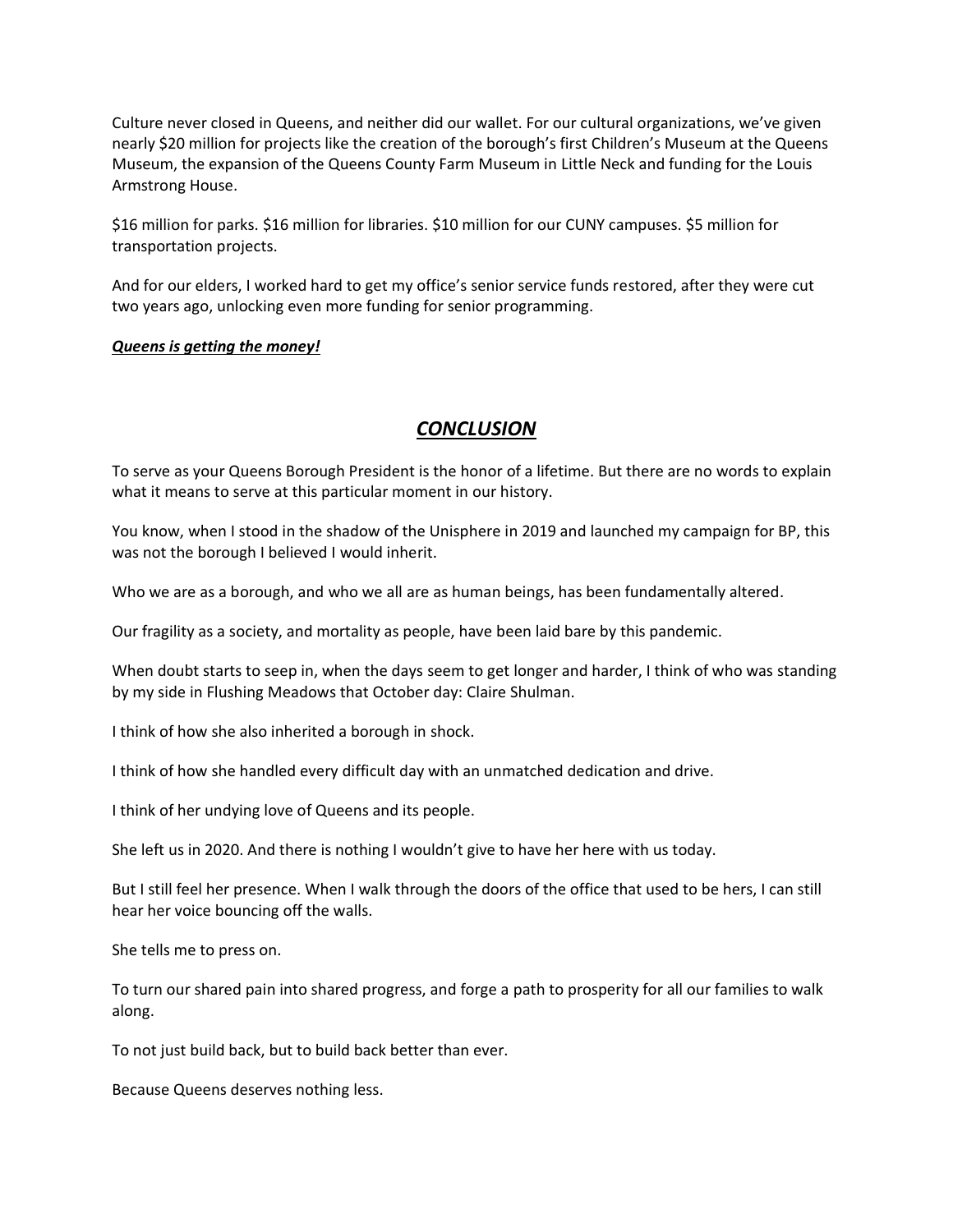Culture never closed in Queens, and neither did our wallet. For our cultural organizations, we've given nearly $20 million for projects like the creation of the borough's first Children's Museum at the Queens Museum, the expansion of the Queens County Farm Museum in Little Neck and funding for the Louis Armstrong House.

$16 million for parks. $16 million for libraries. $10 million for our CUNY campuses. $5 million for transportation projects.

And for our elders, I worked hard to get my office's senior service funds restored, after they were cut two years ago, unlocking even more funding for senior programming.

***<u>Queens is getting the money!</u>***

## ***<u>CONCLUSION</u>***

To serve as your Queens Borough President is the honor of a lifetime. But there are no words to explain what it means to serve at this particular moment in our history.

You know, when I stood in the shadow of the Unisphere in 2019 and launched my campaign for BP, this was not the borough I believed I would inherit.

Who we are as a borough, and who we all are as human beings, has been fundamentally altered.

Our fragility as a society, and mortality as people, have been laid bare by this pandemic.

When doubt starts to seep in, when the days seem to get longer and harder, I think of who was standing by my side in Flushing Meadows that October day: Claire Shulman.

I think of how she also inherited a borough in shock.

I think of how she handled every difficult day with an unmatched dedication and drive.

I think of her undying love of Queens and its people.

She left us in 2020. And there is nothing I wouldn't give to have her here with us today.

But I still feel her presence. When I walk through the doors of the office that used to be hers, I can still hear her voice bouncing off the walls.

She tells me to press on.

To turn our shared pain into shared progress, and forge a path to prosperity for all our families to walk along.

To not just build back, but to build back better than ever.

Because Queens deserves nothing less.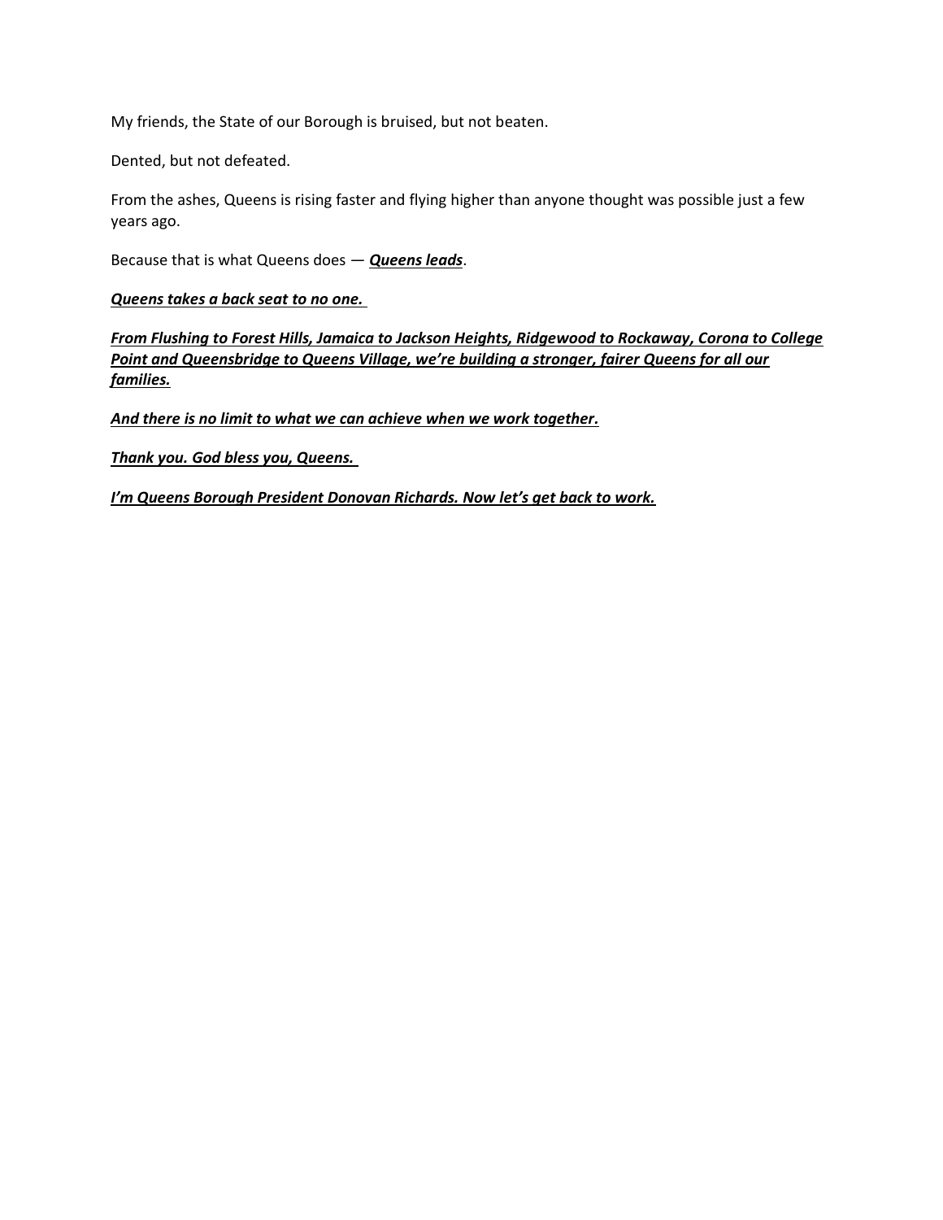My friends, the State of our Borough is bruised, but not beaten.

Dented, but not defeated.

From the ashes, Queens is rising faster and flying higher than anyone thought was possible just a few years ago.

Because that is what Queens does — ***Queens leads***.

***Queens takes a back seat to no one.***

***From Flushing to Forest Hills, Jamaica to Jackson Heights, Ridgewood to Rockaway, Corona to College Point and Queensbridge to Queens Village, we're building a stronger, fairer Queens for all our families.***

***And there is no limit to what we can achieve when we work together.***

***Thank you. God bless you, Queens.***

***I'm Queens Borough President Donovan Richards. Now let's get back to work.***